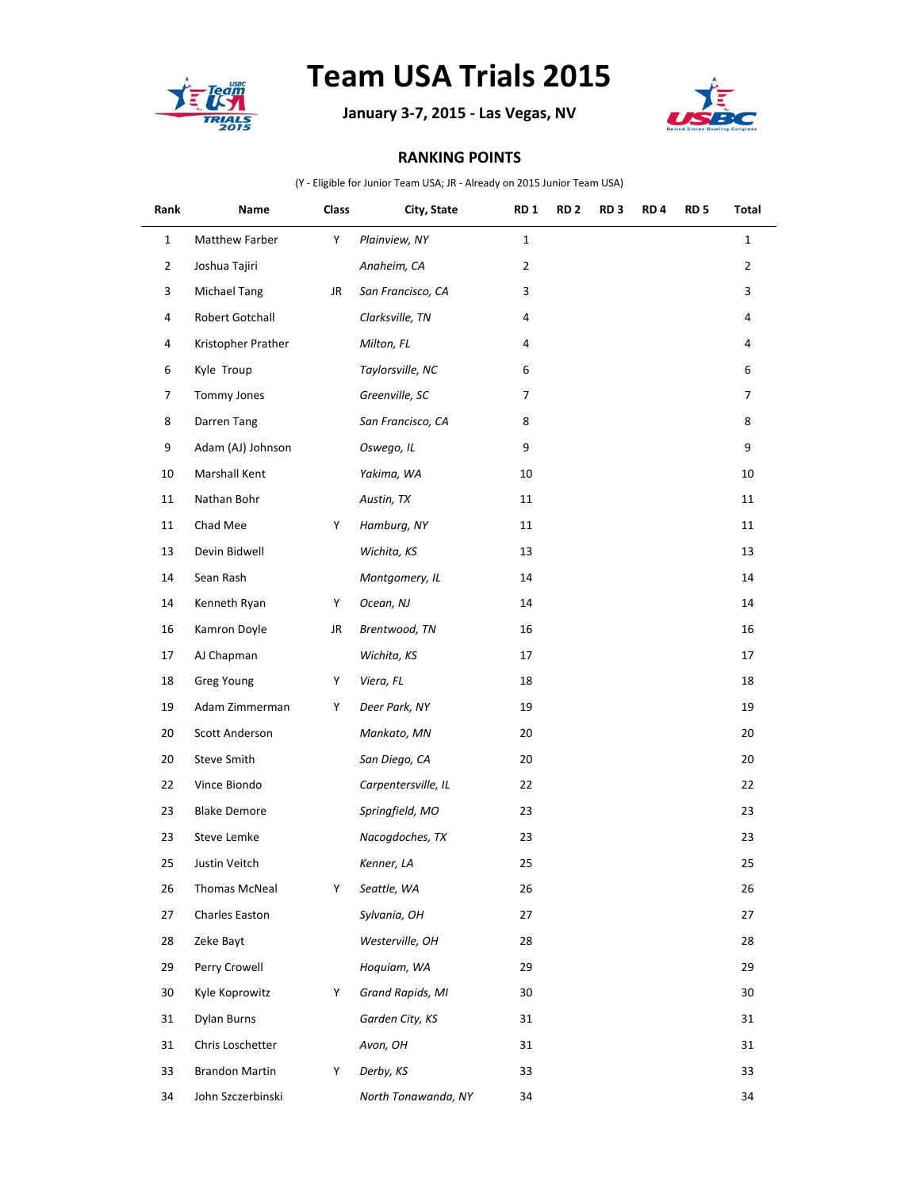# Team USA Trials 2015

**January 3-7, 2015 - Las Vegas, NV**

## RANKING POINTS

(Y - Eligible for Junior Team USA; JR - Already on 2015 Junior Team USA)

| Rank | Name | Class | City, State | RD 1 | RD 2 | RD 3 | RD 4 | RD 5 | Total |
|---|---|---|---|---|---|---|---|---|---|
| 1 | Matthew Farber | Y | *Plainview, NY* | 1 | | | | | 1 |
| 2 | Joshua Tajiri | | *Anaheim, CA* | 2 | | | | | 2 |
| 3 | Michael Tang | JR | *San Francisco, CA* | 3 | | | | | 3 |
| 4 | Robert Gotchall | | *Clarksville, TN* | 4 | | | | | 4 |
| 4 | Kristopher Prather | | *Milton, FL* | 4 | | | | | 4 |
| 6 | Kyle Troup | | *Taylorsville, NC* | 6 | | | | | 6 |
| 7 | Tommy Jones | | *Greenville, SC* | 7 | | | | | 7 |
| 8 | Darren Tang | | *San Francisco, CA* | 8 | | | | | 8 |
| 9 | Adam (AJ) Johnson | | *Oswego, IL* | 9 | | | | | 9 |
| 10 | Marshall Kent | | *Yakima, WA* | 10 | | | | | 10 |
| 11 | Nathan Bohr | | *Austin, TX* | 11 | | | | | 11 |
| 11 | Chad Mee | Y | *Hamburg, NY* | 11 | | | | | 11 |
| 13 | Devin Bidwell | | *Wichita, KS* | 13 | | | | | 13 |
| 14 | Sean Rash | | *Montgomery, IL* | 14 | | | | | 14 |
| 14 | Kenneth Ryan | Y | *Ocean, NJ* | 14 | | | | | 14 |
| 16 | Kamron Doyle | JR | *Brentwood, TN* | 16 | | | | | 16 |
| 17 | AJ Chapman | | *Wichita, KS* | 17 | | | | | 17 |
| 18 | Greg Young | Y | *Viera, FL* | 18 | | | | | 18 |
| 19 | Adam Zimmerman | Y | *Deer Park, NY* | 19 | | | | | 19 |
| 20 | Scott Anderson | | *Mankato, MN* | 20 | | | | | 20 |
| 20 | Steve Smith | | *San Diego, CA* | 20 | | | | | 20 |
| 22 | Vince Biondo | | *Carpentersville, IL* | 22 | | | | | 22 |
| 23 | Blake Demore | | *Springfield, MO* | 23 | | | | | 23 |
| 23 | Steve Lemke | | *Nacogdoches, TX* | 23 | | | | | 23 |
| 25 | Justin Veitch | | *Kenner, LA* | 25 | | | | | 25 |
| 26 | Thomas McNeal | Y | *Seattle, WA* | 26 | | | | | 26 |
| 27 | Charles Easton | | *Sylvania, OH* | 27 | | | | | 27 |
| 28 | Zeke Bayt | | *Westerville, OH* | 28 | | | | | 28 |
| 29 | Perry Crowell | | *Hoquiam, WA* | 29 | | | | | 29 |
| 30 | Kyle Koprowitz | Y | *Grand Rapids, MI* | 30 | | | | | 30 |
| 31 | Dylan Burns | | *Garden City, KS* | 31 | | | | | 31 |
| 31 | Chris Loschetter | | *Avon, OH* | 31 | | | | | 31 |
| 33 | Brandon Martin | Y | *Derby, KS* | 33 | | | | | 33 |
| 34 | John Szczerbinski | | *North Tonawanda, NY* | 34 | | | | | 34 |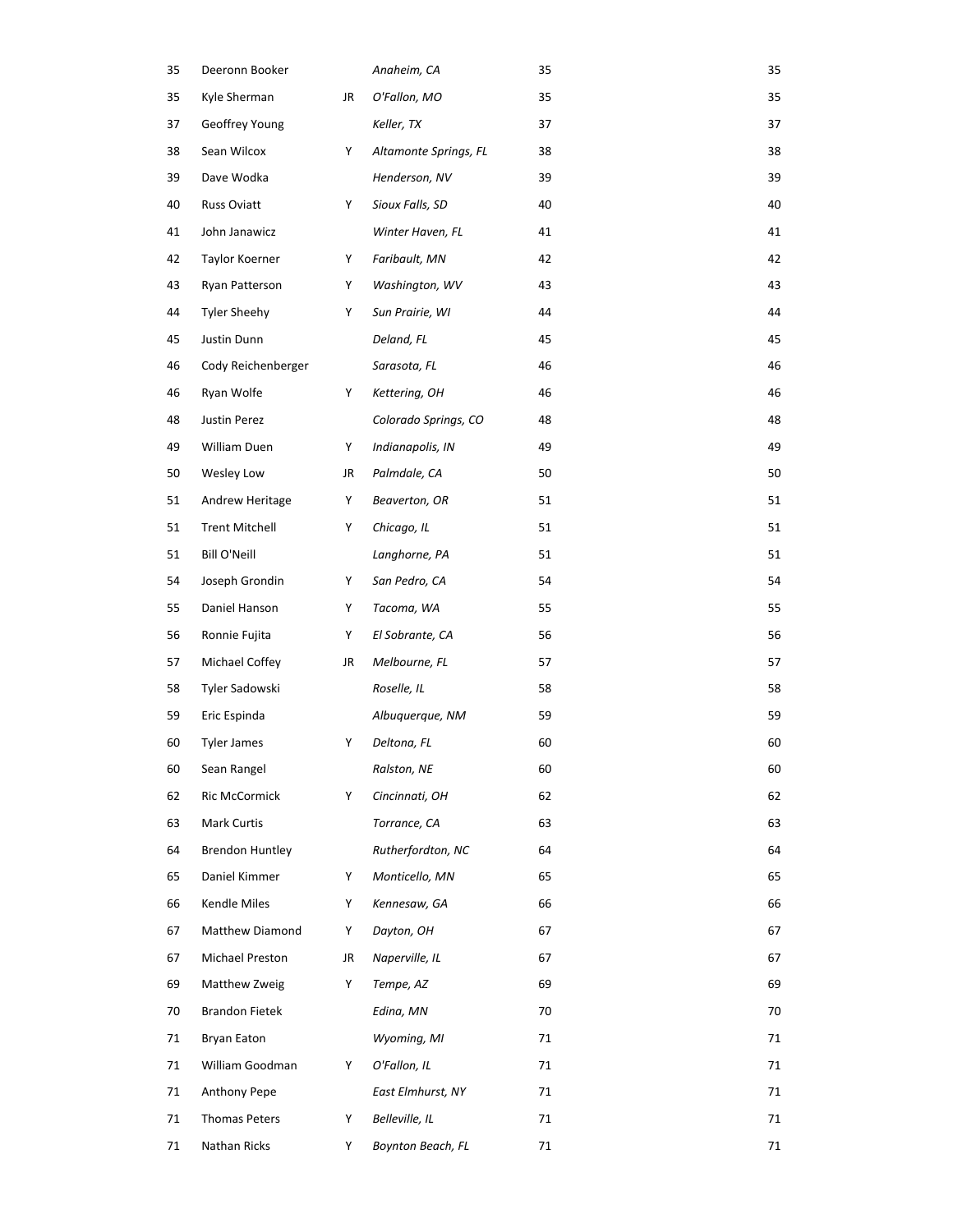| | | | | | |
|---|---|---|---|---|---|
| 35 | Deeronn Booker | | *Anaheim, CA* | 35 | 35 |
| 35 | Kyle Sherman | JR | *O'Fallon, MO* | 35 | 35 |
| 37 | Geoffrey Young | | *Keller, TX* | 37 | 37 |
| 38 | Sean Wilcox | Y | *Altamonte Springs, FL* | 38 | 38 |
| 39 | Dave Wodka | | *Henderson, NV* | 39 | 39 |
| 40 | Russ Oviatt | Y | *Sioux Falls, SD* | 40 | 40 |
| 41 | John Janawicz | | *Winter Haven, FL* | 41 | 41 |
| 42 | Taylor Koerner | Y | *Faribault, MN* | 42 | 42 |
| 43 | Ryan Patterson | Y | *Washington, WV* | 43 | 43 |
| 44 | Tyler Sheehy | Y | *Sun Prairie, WI* | 44 | 44 |
| 45 | Justin Dunn | | *Deland, FL* | 45 | 45 |
| 46 | Cody Reichenberger | | *Sarasota, FL* | 46 | 46 |
| 46 | Ryan Wolfe | Y | *Kettering, OH* | 46 | 46 |
| 48 | Justin Perez | | *Colorado Springs, CO* | 48 | 48 |
| 49 | William Duen | Y | *Indianapolis, IN* | 49 | 49 |
| 50 | Wesley Low | JR | *Palmdale, CA* | 50 | 50 |
| 51 | Andrew Heritage | Y | *Beaverton, OR* | 51 | 51 |
| 51 | Trent Mitchell | Y | *Chicago, IL* | 51 | 51 |
| 51 | Bill O'Neill | | *Langhorne, PA* | 51 | 51 |
| 54 | Joseph Grondin | Y | *San Pedro, CA* | 54 | 54 |
| 55 | Daniel Hanson | Y | *Tacoma, WA* | 55 | 55 |
| 56 | Ronnie Fujita | Y | *El Sobrante, CA* | 56 | 56 |
| 57 | Michael Coffey | JR | *Melbourne, FL* | 57 | 57 |
| 58 | Tyler Sadowski | | *Roselle, IL* | 58 | 58 |
| 59 | Eric Espinda | | *Albuquerque, NM* | 59 | 59 |
| 60 | Tyler James | Y | *Deltona, FL* | 60 | 60 |
| 60 | Sean Rangel | | *Ralston, NE* | 60 | 60 |
| 62 | Ric McCormick | Y | *Cincinnati, OH* | 62 | 62 |
| 63 | Mark Curtis | | *Torrance, CA* | 63 | 63 |
| 64 | Brendon Huntley | | *Rutherfordton, NC* | 64 | 64 |
| 65 | Daniel Kimmer | Y | *Monticello, MN* | 65 | 65 |
| 66 | Kendle Miles | Y | *Kennesaw, GA* | 66 | 66 |
| 67 | Matthew Diamond | Y | *Dayton, OH* | 67 | 67 |
| 67 | Michael Preston | JR | *Naperville, IL* | 67 | 67 |
| 69 | Matthew Zweig | Y | *Tempe, AZ* | 69 | 69 |
| 70 | Brandon Fietek | | *Edina, MN* | 70 | 70 |
| 71 | Bryan Eaton | | *Wyoming, MI* | 71 | 71 |
| 71 | William Goodman | Y | *O'Fallon, IL* | 71 | 71 |
| 71 | Anthony Pepe | | *East Elmhurst, NY* | 71 | 71 |
| 71 | Thomas Peters | Y | *Belleville, IL* | 71 | 71 |
| 71 | Nathan Ricks | Y | *Boynton Beach, FL* | 71 | 71 |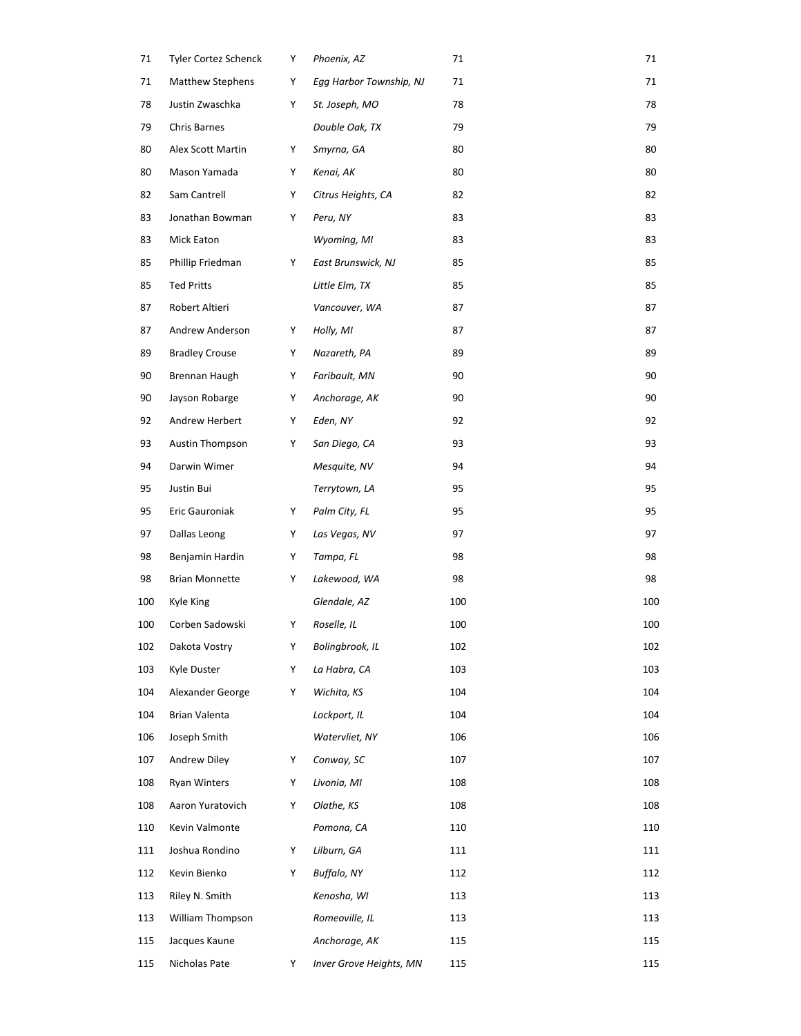| | | | | | |
|---|---|---|---|---|---|
| 71 | Tyler Cortez Schenck | Y | *Phoenix, AZ* | 71 | 71 |
| 71 | Matthew Stephens | Y | *Egg Harbor Township, NJ* | 71 | 71 |
| 78 | Justin Zwaschka | Y | *St. Joseph, MO* | 78 | 78 |
| 79 | Chris Barnes | | *Double Oak, TX* | 79 | 79 |
| 80 | Alex Scott Martin | Y | *Smyrna, GA* | 80 | 80 |
| 80 | Mason Yamada | Y | *Kenai, AK* | 80 | 80 |
| 82 | Sam Cantrell | Y | *Citrus Heights, CA* | 82 | 82 |
| 83 | Jonathan Bowman | Y | *Peru, NY* | 83 | 83 |
| 83 | Mick Eaton | | *Wyoming, MI* | 83 | 83 |
| 85 | Phillip Friedman | Y | *East Brunswick, NJ* | 85 | 85 |
| 85 | Ted Pritts | | *Little Elm, TX* | 85 | 85 |
| 87 | Robert Altieri | | *Vancouver, WA* | 87 | 87 |
| 87 | Andrew Anderson | Y | *Holly, MI* | 87 | 87 |
| 89 | Bradley Crouse | Y | *Nazareth, PA* | 89 | 89 |
| 90 | Brennan Haugh | Y | *Faribault, MN* | 90 | 90 |
| 90 | Jayson Robarge | Y | *Anchorage, AK* | 90 | 90 |
| 92 | Andrew Herbert | Y | *Eden, NY* | 92 | 92 |
| 93 | Austin Thompson | Y | *San Diego, CA* | 93 | 93 |
| 94 | Darwin Wimer | | *Mesquite, NV* | 94 | 94 |
| 95 | Justin Bui | | *Terrytown, LA* | 95 | 95 |
| 95 | Eric Gauroniak | Y | *Palm City, FL* | 95 | 95 |
| 97 | Dallas Leong | Y | *Las Vegas, NV* | 97 | 97 |
| 98 | Benjamin Hardin | Y | *Tampa, FL* | 98 | 98 |
| 98 | Brian Monnette | Y | *Lakewood, WA* | 98 | 98 |
| 100 | Kyle King | | *Glendale, AZ* | 100 | 100 |
| 100 | Corben Sadowski | Y | *Roselle, IL* | 100 | 100 |
| 102 | Dakota Vostry | Y | *Bolingbrook, IL* | 102 | 102 |
| 103 | Kyle Duster | Y | *La Habra, CA* | 103 | 103 |
| 104 | Alexander George | Y | *Wichita, KS* | 104 | 104 |
| 104 | Brian Valenta | | *Lockport, IL* | 104 | 104 |
| 106 | Joseph Smith | | *Watervliet, NY* | 106 | 106 |
| 107 | Andrew Diley | Y | *Conway, SC* | 107 | 107 |
| 108 | Ryan Winters | Y | *Livonia, MI* | 108 | 108 |
| 108 | Aaron Yuratovich | Y | *Olathe, KS* | 108 | 108 |
| 110 | Kevin Valmonte | | *Pomona, CA* | 110 | 110 |
| 111 | Joshua Rondino | Y | *Lilburn, GA* | 111 | 111 |
| 112 | Kevin Bienko | Y | *Buffalo, NY* | 112 | 112 |
| 113 | Riley N. Smith | | *Kenosha, WI* | 113 | 113 |
| 113 | William Thompson | | *Romeoville, IL* | 113 | 113 |
| 115 | Jacques Kaune | | *Anchorage, AK* | 115 | 115 |
| 115 | Nicholas Pate | Y | *Inver Grove Heights, MN* | 115 | 115 |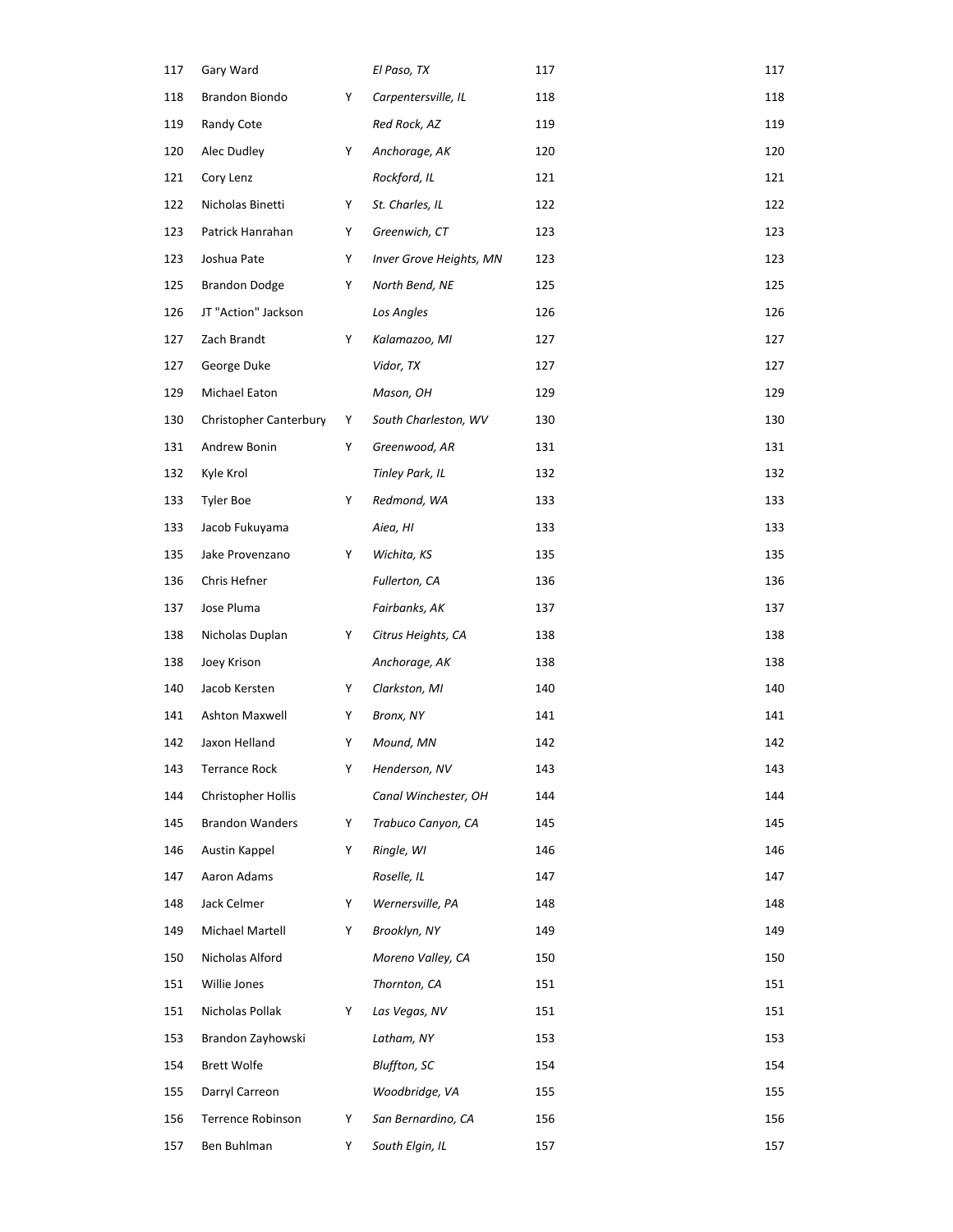| | | | | | |
|---|---|---|---|---|---|
| 117 | Gary Ward | | *El Paso, TX* | 117 | 117 |
| 118 | Brandon Biondo | Y | *Carpentersville, IL* | 118 | 118 |
| 119 | Randy Cote | | *Red Rock, AZ* | 119 | 119 |
| 120 | Alec Dudley | Y | *Anchorage, AK* | 120 | 120 |
| 121 | Cory Lenz | | *Rockford, IL* | 121 | 121 |
| 122 | Nicholas Binetti | Y | *St. Charles, IL* | 122 | 122 |
| 123 | Patrick Hanrahan | Y | *Greenwich, CT* | 123 | 123 |
| 123 | Joshua Pate | Y | *Inver Grove Heights, MN* | 123 | 123 |
| 125 | Brandon Dodge | Y | *North Bend, NE* | 125 | 125 |
| 126 | JT "Action" Jackson | | *Los Angles* | 126 | 126 |
| 127 | Zach Brandt | Y | *Kalamazoo, MI* | 127 | 127 |
| 127 | George Duke | | *Vidor, TX* | 127 | 127 |
| 129 | Michael Eaton | | *Mason, OH* | 129 | 129 |
| 130 | Christopher Canterbury | Y | *South Charleston, WV* | 130 | 130 |
| 131 | Andrew Bonin | Y | *Greenwood, AR* | 131 | 131 |
| 132 | Kyle Krol | | *Tinley Park, IL* | 132 | 132 |
| 133 | Tyler Boe | Y | *Redmond, WA* | 133 | 133 |
| 133 | Jacob Fukuyama | | *Aiea, HI* | 133 | 133 |
| 135 | Jake Provenzano | Y | *Wichita, KS* | 135 | 135 |
| 136 | Chris Hefner | | *Fullerton, CA* | 136 | 136 |
| 137 | Jose Pluma | | *Fairbanks, AK* | 137 | 137 |
| 138 | Nicholas Duplan | Y | *Citrus Heights, CA* | 138 | 138 |
| 138 | Joey Krison | | *Anchorage, AK* | 138 | 138 |
| 140 | Jacob Kersten | Y | *Clarkston, MI* | 140 | 140 |
| 141 | Ashton Maxwell | Y | *Bronx, NY* | 141 | 141 |
| 142 | Jaxon Helland | Y | *Mound, MN* | 142 | 142 |
| 143 | Terrance Rock | Y | *Henderson, NV* | 143 | 143 |
| 144 | Christopher Hollis | | *Canal Winchester, OH* | 144 | 144 |
| 145 | Brandon Wanders | Y | *Trabuco Canyon, CA* | 145 | 145 |
| 146 | Austin Kappel | Y | *Ringle, WI* | 146 | 146 |
| 147 | Aaron Adams | | *Roselle, IL* | 147 | 147 |
| 148 | Jack Celmer | Y | *Wernersville, PA* | 148 | 148 |
| 149 | Michael Martell | Y | *Brooklyn, NY* | 149 | 149 |
| 150 | Nicholas Alford | | *Moreno Valley, CA* | 150 | 150 |
| 151 | Willie Jones | | *Thornton, CA* | 151 | 151 |
| 151 | Nicholas Pollak | Y | *Las Vegas, NV* | 151 | 151 |
| 153 | Brandon Zayhowski | | *Latham, NY* | 153 | 153 |
| 154 | Brett Wolfe | | *Bluffton, SC* | 154 | 154 |
| 155 | Darryl Carreon | | *Woodbridge, VA* | 155 | 155 |
| 156 | Terrence Robinson | Y | *San Bernardino, CA* | 156 | 156 |
| 157 | Ben Buhlman | Y | *South Elgin, IL* | 157 | 157 |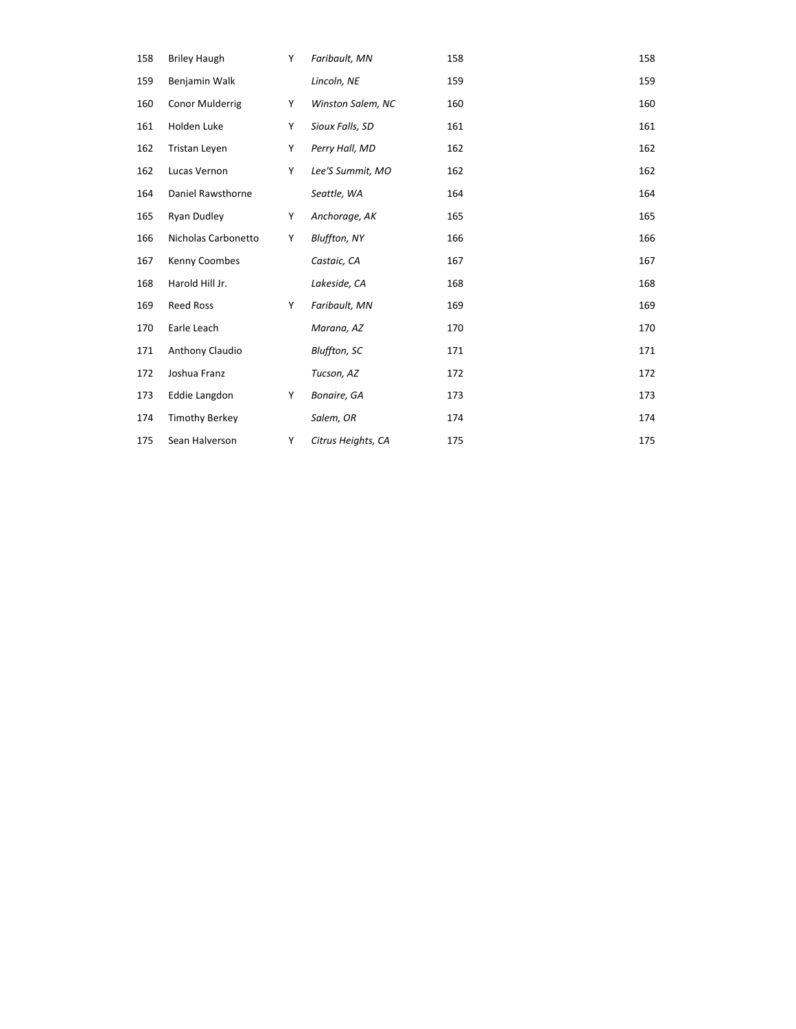| | | | | | |
|---|---|---|---|---|---|
| 158 | Briley Haugh | Y | *Faribault, MN* | 158 | 158 |
| 159 | Benjamin Walk | | *Lincoln, NE* | 159 | 159 |
| 160 | Conor Mulderrig | Y | *Winston Salem, NC* | 160 | 160 |
| 161 | Holden Luke | Y | *Sioux Falls, SD* | 161 | 161 |
| 162 | Tristan Leyen | Y | *Perry Hall, MD* | 162 | 162 |
| 162 | Lucas Vernon | Y | *Lee'S Summit, MO* | 162 | 162 |
| 164 | Daniel Rawsthorne | | *Seattle, WA* | 164 | 164 |
| 165 | Ryan Dudley | Y | *Anchorage, AK* | 165 | 165 |
| 166 | Nicholas Carbonetto | Y | *Bluffton, NY* | 166 | 166 |
| 167 | Kenny Coombes | | *Castaic, CA* | 167 | 167 |
| 168 | Harold Hill Jr. | | *Lakeside, CA* | 168 | 168 |
| 169 | Reed Ross | Y | *Faribault, MN* | 169 | 169 |
| 170 | Earle Leach | | *Marana, AZ* | 170 | 170 |
| 171 | Anthony Claudio | | *Bluffton, SC* | 171 | 171 |
| 172 | Joshua Franz | | *Tucson, AZ* | 172 | 172 |
| 173 | Eddie Langdon | Y | *Bonaire, GA* | 173 | 173 |
| 174 | Timothy Berkey | | *Salem, OR* | 174 | 174 |
| 175 | Sean Halverson | Y | *Citrus Heights, CA* | 175 | 175 |